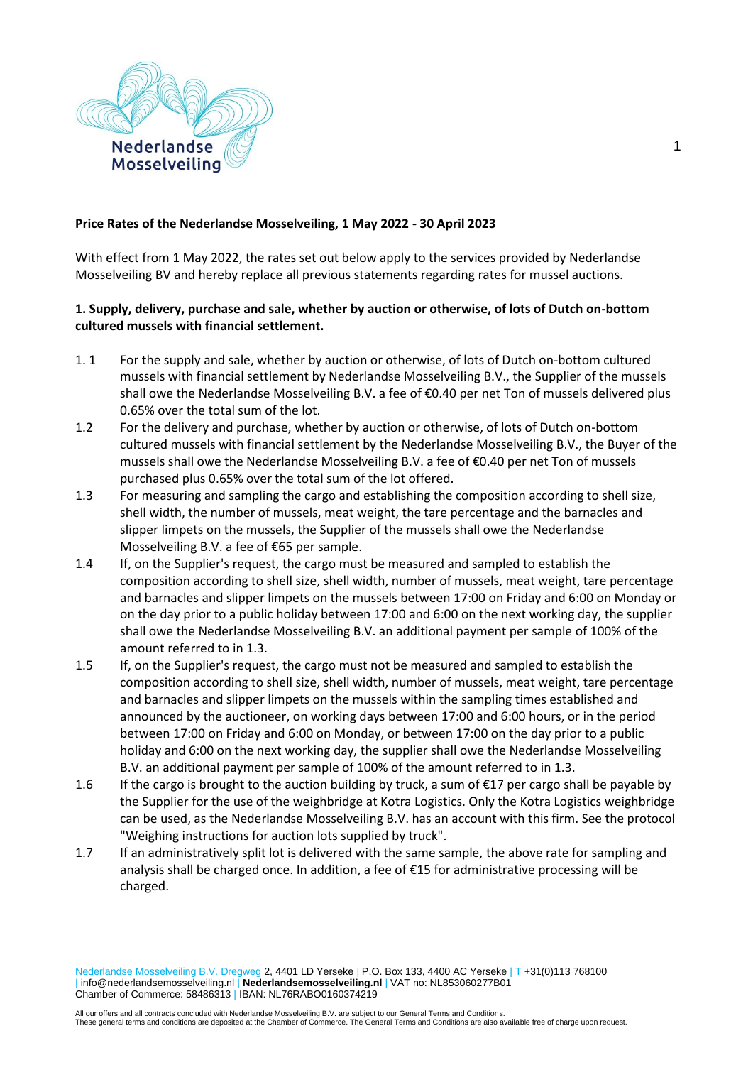**Price Rates of the Nederlandse Mosselveiling, 1 May 2022 - 30 April 2023**

With effect from 1 May 2022, the rates set out below apply to the services provided by Nederlandse Mosselveiling BV and hereby replace all previous statements regarding rates for mussel auctions.

**1. Supply, delivery, purchase and sale, whether by auction or otherwise, of lots of Dutch on-bottom cultured mussels with financial settlement.**

1. 1 For the supply and sale, whether by auction or otherwise, of lots of Dutch on-bottom cultured mussels with financial settlement by Nederlandse Mosselveiling B.V., the Supplier of the mussels shall owe the Nederlandse Mosselveiling B.V. a fee of €0.40 per net Ton of mussels delivered plus 0.65% over the total sum of the lot.

1.2 For the delivery and purchase, whether by auction or otherwise, of lots of Dutch on-bottom cultured mussels with financial settlement by the Nederlandse Mosselveiling B.V., the Buyer of the mussels shall owe the Nederlandse Mosselveiling B.V. a fee of €0.40 per net Ton of mussels purchased plus 0.65% over the total sum of the lot offered.

1.3 For measuring and sampling the cargo and establishing the composition according to shell size, shell width, the number of mussels, meat weight, the tare percentage and the barnacles and slipper limpets on the mussels, the Supplier of the mussels shall owe the Nederlandse Mosselveiling B.V. a fee of €65 per sample.

1.4 If, on the Supplier's request, the cargo must be measured and sampled to establish the composition according to shell size, shell width, number of mussels, meat weight, tare percentage and barnacles and slipper limpets on the mussels between 17:00 on Friday and 6:00 on Monday or on the day prior to a public holiday between 17:00 and 6:00 on the next working day, the supplier shall owe the Nederlandse Mosselveiling B.V. an additional payment per sample of 100% of the amount referred to in 1.3.

1.5 If, on the Supplier's request, the cargo must not be measured and sampled to establish the composition according to shell size, shell width, number of mussels, meat weight, tare percentage and barnacles and slipper limpets on the mussels within the sampling times established and announced by the auctioneer, on working days between 17:00 and 6:00 hours, or in the period between 17:00 on Friday and 6:00 on Monday, or between 17:00 on the day prior to a public holiday and 6:00 on the next working day, the supplier shall owe the Nederlandse Mosselveiling B.V. an additional payment per sample of 100% of the amount referred to in 1.3.

1.6 If the cargo is brought to the auction building by truck, a sum of €17 per cargo shall be payable by the Supplier for the use of the weighbridge at Kotra Logistics. Only the Kotra Logistics weighbridge can be used, as the Nederlandse Mosselveiling B.V. has an account with this firm. See the protocol "Weighing instructions for auction lots supplied by truck".

1.7 If an administratively split lot is delivered with the same sample, the above rate for sampling and analysis shall be charged once. In addition, a fee of €15 for administrative processing will be charged.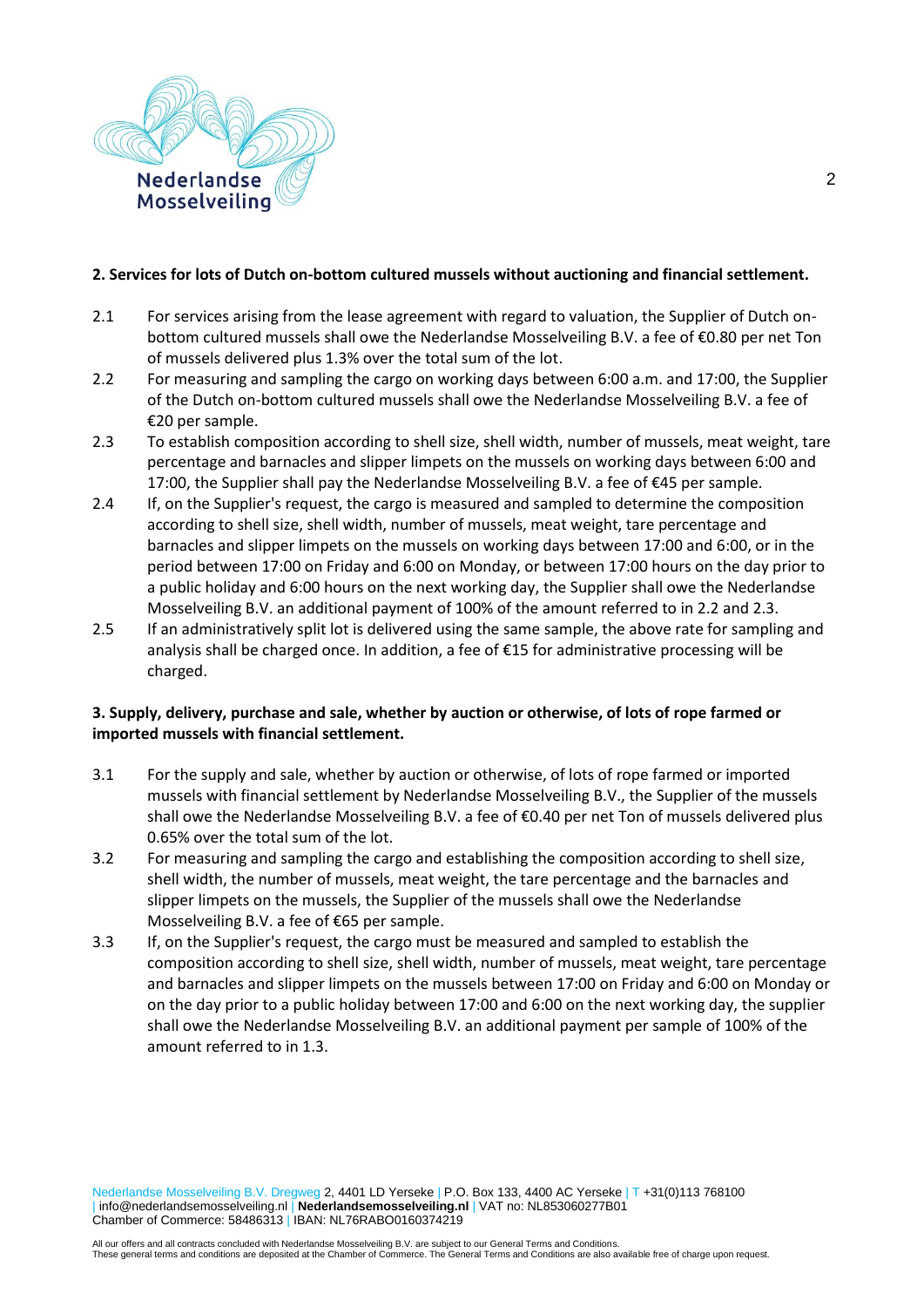**2. Services for lots of Dutch on-bottom cultured mussels without auctioning and financial settlement.**

2.1 For services arising from the lease agreement with regard to valuation, the Supplier of Dutch on-bottom cultured mussels shall owe the Nederlandse Mosselveiling B.V. a fee of €0.80 per net Ton of mussels delivered plus 1.3% over the total sum of the lot.

2.2 For measuring and sampling the cargo on working days between 6:00 a.m. and 17:00, the Supplier of the Dutch on-bottom cultured mussels shall owe the Nederlandse Mosselveiling B.V. a fee of €20 per sample.

2.3 To establish composition according to shell size, shell width, number of mussels, meat weight, tare percentage and barnacles and slipper limpets on the mussels on working days between 6:00 and 17:00, the Supplier shall pay the Nederlandse Mosselveiling B.V. a fee of €45 per sample.

2.4 If, on the Supplier's request, the cargo is measured and sampled to determine the composition according to shell size, shell width, number of mussels, meat weight, tare percentage and barnacles and slipper limpets on the mussels on working days between 17:00 and 6:00, or in the period between 17:00 on Friday and 6:00 on Monday, or between 17:00 hours on the day prior to a public holiday and 6:00 hours on the next working day, the Supplier shall owe the Nederlandse Mosselveiling B.V. an additional payment of 100% of the amount referred to in 2.2 and 2.3.

2.5 If an administratively split lot is delivered using the same sample, the above rate for sampling and analysis shall be charged once. In addition, a fee of €15 for administrative processing will be charged.

**3. Supply, delivery, purchase and sale, whether by auction or otherwise, of lots of rope farmed or imported mussels with financial settlement.**

3.1 For the supply and sale, whether by auction or otherwise, of lots of rope farmed or imported mussels with financial settlement by Nederlandse Mosselveiling B.V., the Supplier of the mussels shall owe the Nederlandse Mosselveiling B.V. a fee of €0.40 per net Ton of mussels delivered plus 0.65% over the total sum of the lot.

3.2 For measuring and sampling the cargo and establishing the composition according to shell size, shell width, the number of mussels, meat weight, the tare percentage and the barnacles and slipper limpets on the mussels, the Supplier of the mussels shall owe the Nederlandse Mosselveiling B.V. a fee of €65 per sample.

3.3 If, on the Supplier's request, the cargo must be measured and sampled to establish the composition according to shell size, shell width, number of mussels, meat weight, tare percentage and barnacles and slipper limpets on the mussels between 17:00 on Friday and 6:00 on Monday or on the day prior to a public holiday between 17:00 and 6:00 on the next working day, the supplier shall owe the Nederlandse Mosselveiling B.V. an additional payment per sample of 100% of the amount referred to in 1.3.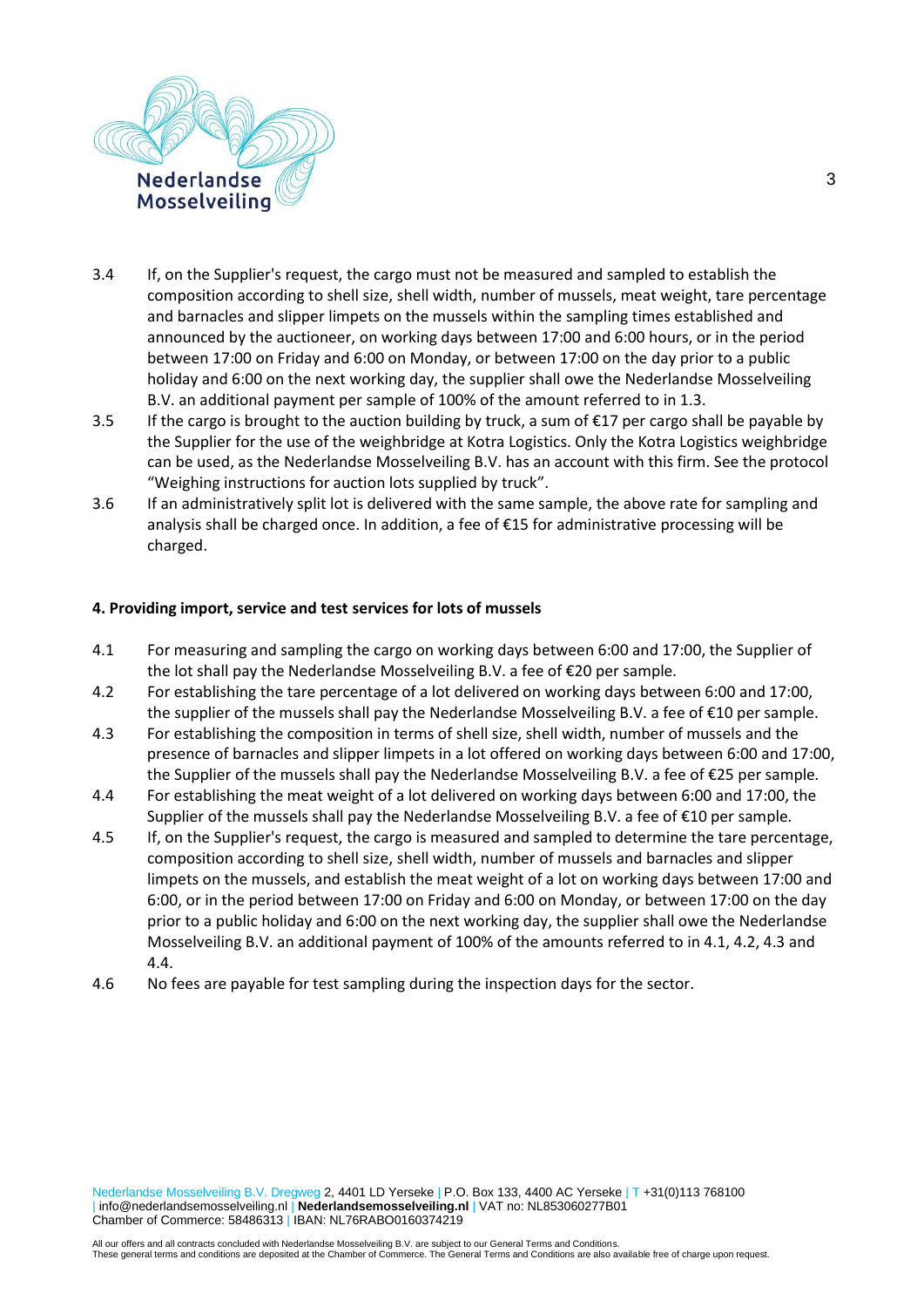3.4 If, on the Supplier's request, the cargo must not be measured and sampled to establish the composition according to shell size, shell width, number of mussels, meat weight, tare percentage and barnacles and slipper limpets on the mussels within the sampling times established and announced by the auctioneer, on working days between 17:00 and 6:00 hours, or in the period between 17:00 on Friday and 6:00 on Monday, or between 17:00 on the day prior to a public holiday and 6:00 on the next working day, the supplier shall owe the Nederlandse Mosselveiling B.V. an additional payment per sample of 100% of the amount referred to in 1.3.

3.5 If the cargo is brought to the auction building by truck, a sum of €17 per cargo shall be payable by the Supplier for the use of the weighbridge at Kotra Logistics. Only the Kotra Logistics weighbridge can be used, as the Nederlandse Mosselveiling B.V. has an account with this firm. See the protocol "Weighing instructions for auction lots supplied by truck".

3.6 If an administratively split lot is delivered with the same sample, the above rate for sampling and analysis shall be charged once. In addition, a fee of €15 for administrative processing will be charged.

## 4. Providing import, service and test services for lots of mussels

4.1 For measuring and sampling the cargo on working days between 6:00 and 17:00, the Supplier of the lot shall pay the Nederlandse Mosselveiling B.V. a fee of €20 per sample.

4.2 For establishing the tare percentage of a lot delivered on working days between 6:00 and 17:00, the supplier of the mussels shall pay the Nederlandse Mosselveiling B.V. a fee of €10 per sample.

4.3 For establishing the composition in terms of shell size, shell width, number of mussels and the presence of barnacles and slipper limpets in a lot offered on working days between 6:00 and 17:00, the Supplier of the mussels shall pay the Nederlandse Mosselveiling B.V. a fee of €25 per sample.

4.4 For establishing the meat weight of a lot delivered on working days between 6:00 and 17:00, the Supplier of the mussels shall pay the Nederlandse Mosselveiling B.V. a fee of €10 per sample.

4.5 If, on the Supplier's request, the cargo is measured and sampled to determine the tare percentage, composition according to shell size, shell width, number of mussels and barnacles and slipper limpets on the mussels, and establish the meat weight of a lot on working days between 17:00 and 6:00, or in the period between 17:00 on Friday and 6:00 on Monday, or between 17:00 on the day prior to a public holiday and 6:00 on the next working day, the supplier shall owe the Nederlandse Mosselveiling B.V. an additional payment of 100% of the amounts referred to in 4.1, 4.2, 4.3 and 4.4.

4.6 No fees are payable for test sampling during the inspection days for the sector.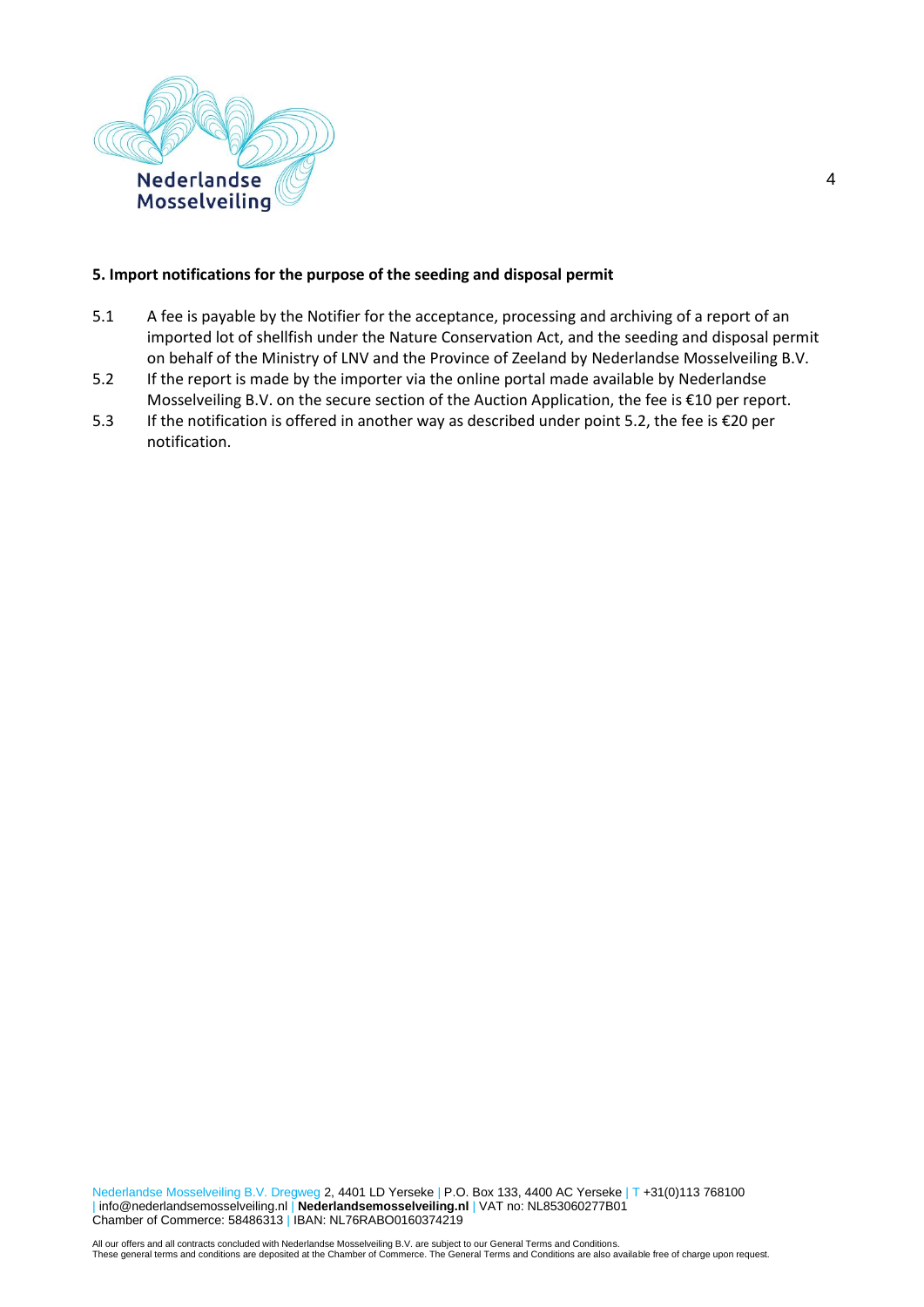**5. Import notifications for the purpose of the seeding and disposal permit**

5.1 A fee is payable by the Notifier for the acceptance, processing and archiving of a report of an imported lot of shellfish under the Nature Conservation Act, and the seeding and disposal permit on behalf of the Ministry of LNV and the Province of Zeeland by Nederlandse Mosselveiling B.V.

5.2 If the report is made by the importer via the online portal made available by Nederlandse Mosselveiling B.V. on the secure section of the Auction Application, the fee is €10 per report.

5.3 If the notification is offered in another way as described under point 5.2, the fee is €20 per notification.